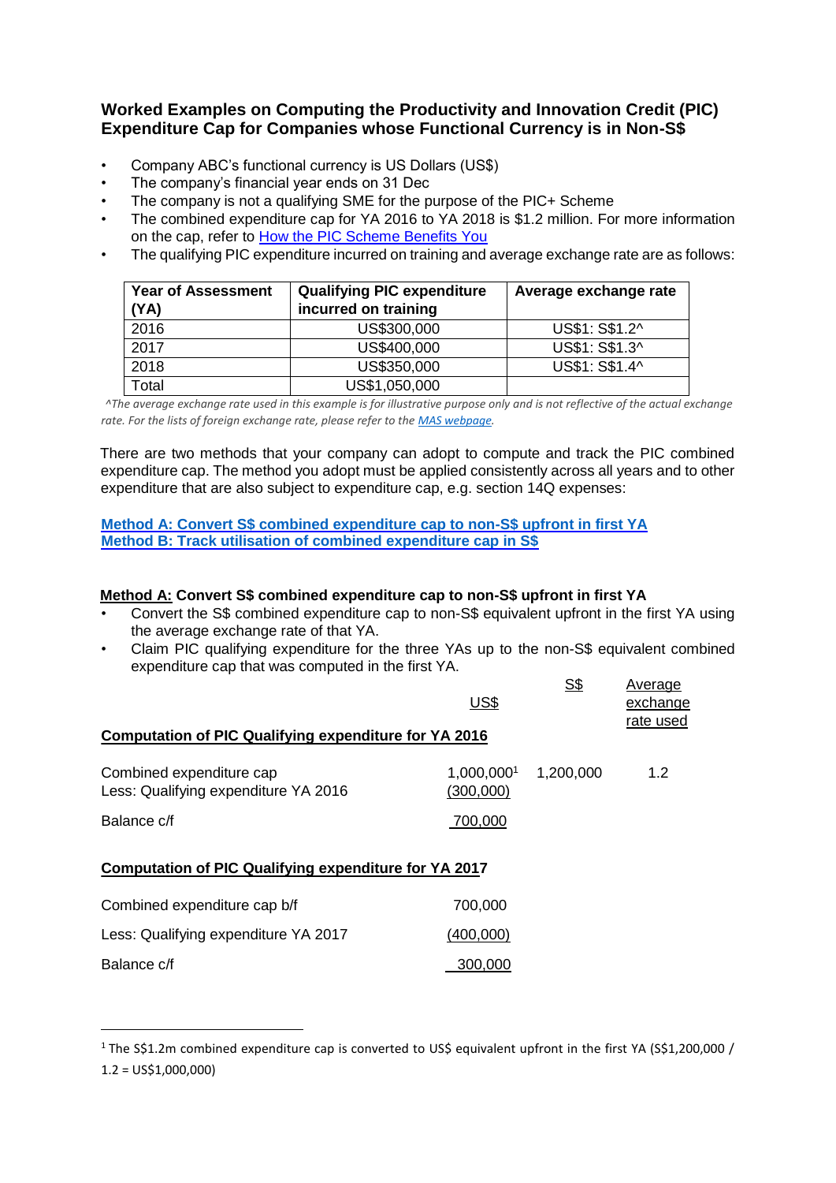## Worked Examples on Computing the Productivity and Innovation Credit (PIC) Expenditure Cap for Companies whose Functional Currency is in Non-S$

- Company ABC's functional currency is US Dollars (US$)
- The company's financial year ends on 31 Dec
- The company is not a qualifying SME for the purpose of the PIC+ Scheme
- The combined expenditure cap for YA 2016 to YA 2018 is $1.2 million. For more information on the cap, refer to [How the PIC Scheme Benefits You](#)
- The qualifying PIC expenditure incurred on training and average exchange rate are as follows:

| Year of Assessment (YA) | Qualifying PIC expenditure incurred on training | Average exchange rate |
|---|---|---|
| 2016 | US$300,000 | US$1: S$1.2^ |
| 2017 | US$400,000 | US$1: S$1.3^ |
| 2018 | US$350,000 | US$1: S$1.4^ |
| Total | US$1,050,000 | |

*^The average exchange rate used in this example is for illustrative purpose only and is not reflective of the actual exchange rate. For the lists of foreign exchange rate, please refer to the [MAS webpage](#).*

There are two methods that your company can adopt to compute and track the PIC combined expenditure cap. The method you adopt must be applied consistently across all years and to other expenditure that are also subject to expenditure cap, e.g. section 14Q expenses:

[Method A: Convert S$ combined expenditure cap to non-S$ upfront in first YA](#)
[Method B: Track utilisation of combined expenditure cap in S$](#)

### Method A: Convert S$ combined expenditure cap to non-S$ upfront in first YA

- Convert the S$ combined expenditure cap to non-S$ equivalent upfront in the first YA using the average exchange rate of that YA.
- Claim PIC qualifying expenditure for the three YAs up to the non-S$ equivalent combined expenditure cap that was computed in the first YA.

| | US$ | S$ | Average exchange rate used |
|---|---|---|---|
| **Computation of PIC Qualifying expenditure for YA 2016** | | | |
| Combined expenditure cap | 1,000,000[1] | 1,200,000 | 1.2 |
| Less: Qualifying expenditure YA 2016 | (300,000) | | |
| Balance c/f | 700,000 | | |
| **Computation of PIC Qualifying expenditure for YA 2017** | | | |
| Combined expenditure cap b/f | 700,000 | | |
| Less: Qualifying expenditure YA 2017 | (400,000) | | |
| Balance c/f | 300,000 | | |

[1] The S$1.2m combined expenditure cap is converted to US$ equivalent upfront in the first YA (S$1,200,000 / 1.2 = US$1,000,000)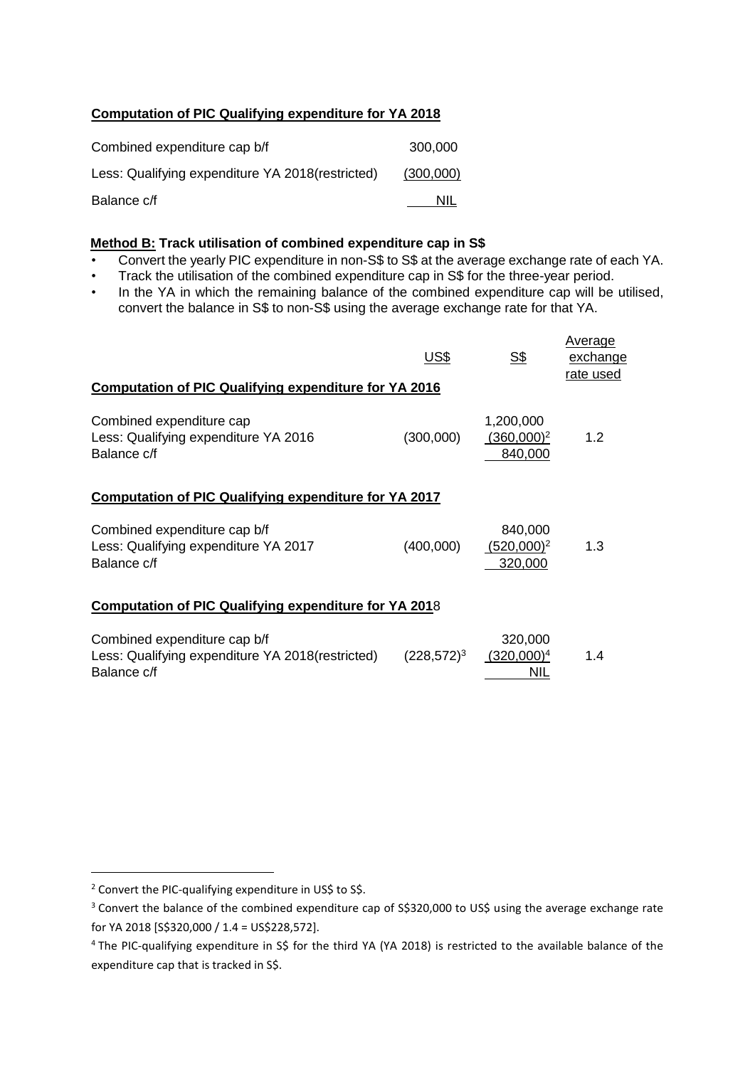**Computation of PIC Qualifying expenditure for YA 2018**

| | |
|---|---|
| Combined expenditure cap b/f | 300,000 |
| Less: Qualifying expenditure YA 2018(restricted) | (300,000) |
| Balance c/f | NIL |

**Method B: Track utilisation of combined expenditure cap in S$**

- Convert the yearly PIC expenditure in non-S$ to S$ at the average exchange rate of each YA.
- Track the utilisation of the combined expenditure cap in S$ for the three-year period.
- In the YA in which the remaining balance of the combined expenditure cap will be utilised, convert the balance in S$ to non-S$ using the average exchange rate for that YA.

| | US$ | S$ | Average exchange rate used |
|---|---|---|---|
| **Computation of PIC Qualifying expenditure for YA 2016** | | | |
| Combined expenditure cap | | 1,200,000 | |
| Less: Qualifying expenditure YA 2016 | (300,000) | (360,000)[2] | 1.2 |
| Balance c/f | | 840,000 | |
| **Computation of PIC Qualifying expenditure for YA 2017** | | | |
| Combined expenditure cap b/f | | 840,000 | |
| Less: Qualifying expenditure YA 2017 | (400,000) | (520,000)[2] | 1.3 |
| Balance c/f | | 320,000 | |
| **Computation of PIC Qualifying expenditure for YA 2018** | | | |
| Combined expenditure cap b/f | | 320,000 | |
| Less: Qualifying expenditure YA 2018(restricted) | (228,572)[3] | (320,000)[4] | 1.4 |
| Balance c/f | | NIL | |

[2] Convert the PIC-qualifying expenditure in US$ to S$.

[3] Convert the balance of the combined expenditure cap of S$320,000 to US$ using the average exchange rate for YA 2018 [S$320,000 / 1.4 = US$228,572].

[4] The PIC-qualifying expenditure in S$ for the third YA (YA 2018) is restricted to the available balance of the expenditure cap that is tracked in S$.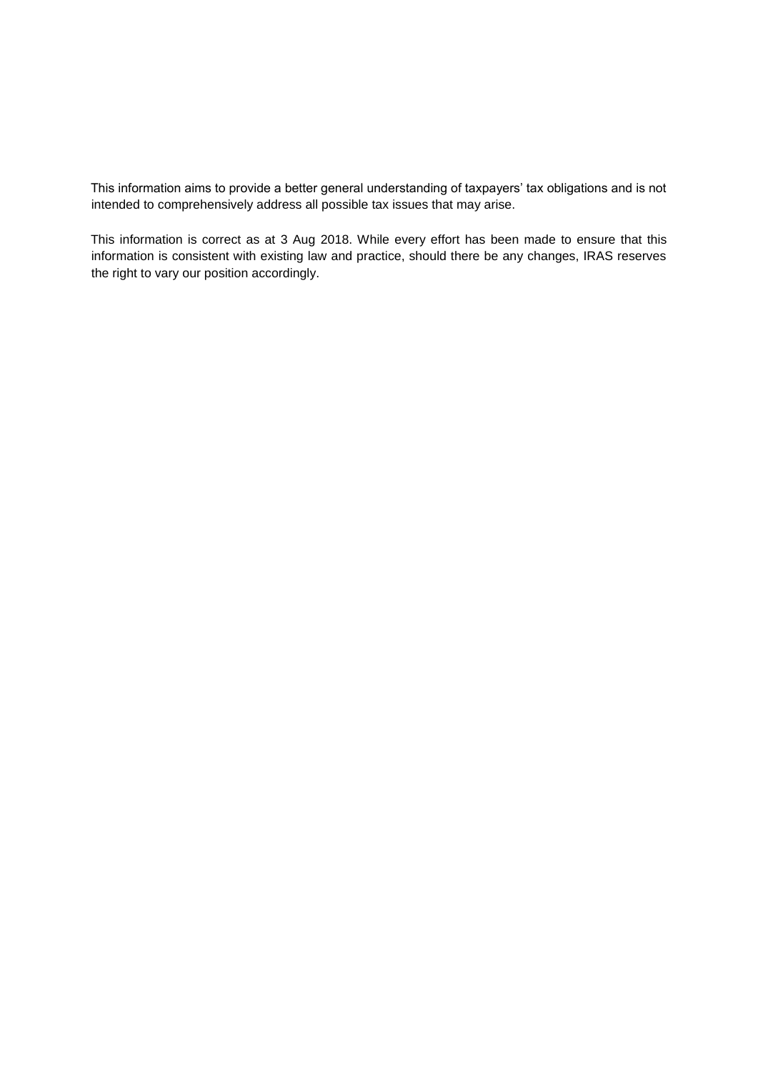This information aims to provide a better general understanding of taxpayers' tax obligations and is not intended to comprehensively address all possible tax issues that may arise.

This information is correct as at 3 Aug 2018. While every effort has been made to ensure that this information is consistent with existing law and practice, should there be any changes, IRAS reserves the right to vary our position accordingly.